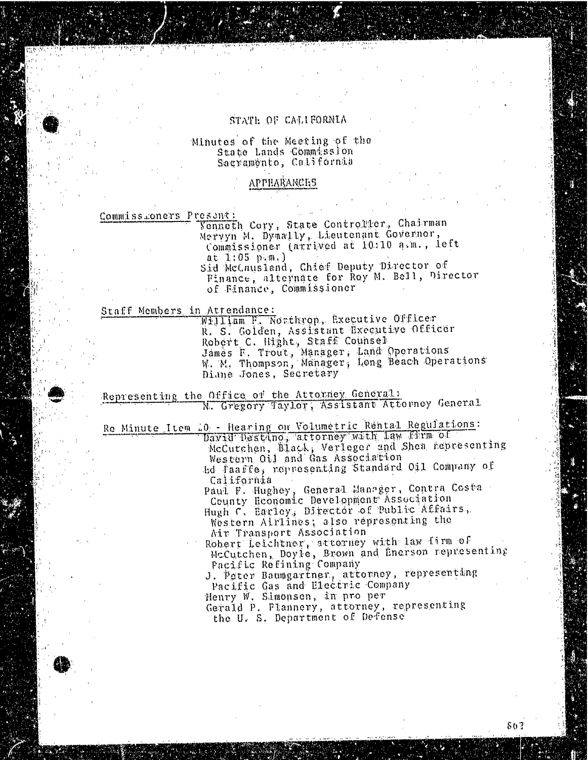# STATE OF CALIFORNIA

Minutes of the Meeting of the
State Lands Commission
Sacramento, California

## APPEARANCES

Commissioners Present:

Kenneth Cory, State Controller, Chairman
Mervyn M. Dymally, Lieutenant Governor, Commissioner (arrived at 10:10 a.m., left at 1:05 p.m.)
Sid McCausland, Chief Deputy Director of Finance, alternate for Roy M. Bell, Director of Finance, Commissioner

Staff Members in Attendance:

William F. Northrop, Executive Officer
R. S. Golden, Assistant Executive Officer
Robert C. Hight, Staff Counsel
James F. Trout, Manager, Land Operations
W. M. Thompson, Manager, Long Beach Operations
Diane Jones, Secretary

Representing the Office of the Attorney General:

N. Gregory Taylor, Assistant Attorney General

Re Minute Item 10 - Hearing on Volumetric Rental Regulations:

David Destino, attorney with law firm of McCutchen, Black, Verleger and Shea representing Western Oil and Gas Association
Ed Taaffe, representing Standard Oil Company of California
Paul F. Hughey, General Manager, Contra Costa County Economic Development Association
Hugh C. Earley, Director of Public Affairs, Western Airlines; also representing the Air Transport Association
Robert Leichtner, attorney with law firm of McCutchen, Doyle, Brown and Enerson representing Pacific Refining Company
J. Peter Baumgartner, attorney, representing Pacific Gas and Electric Company
Henry W. Simonsen, in pro per
Gerald P. Flannery, attorney, representing the U. S. Department of Defense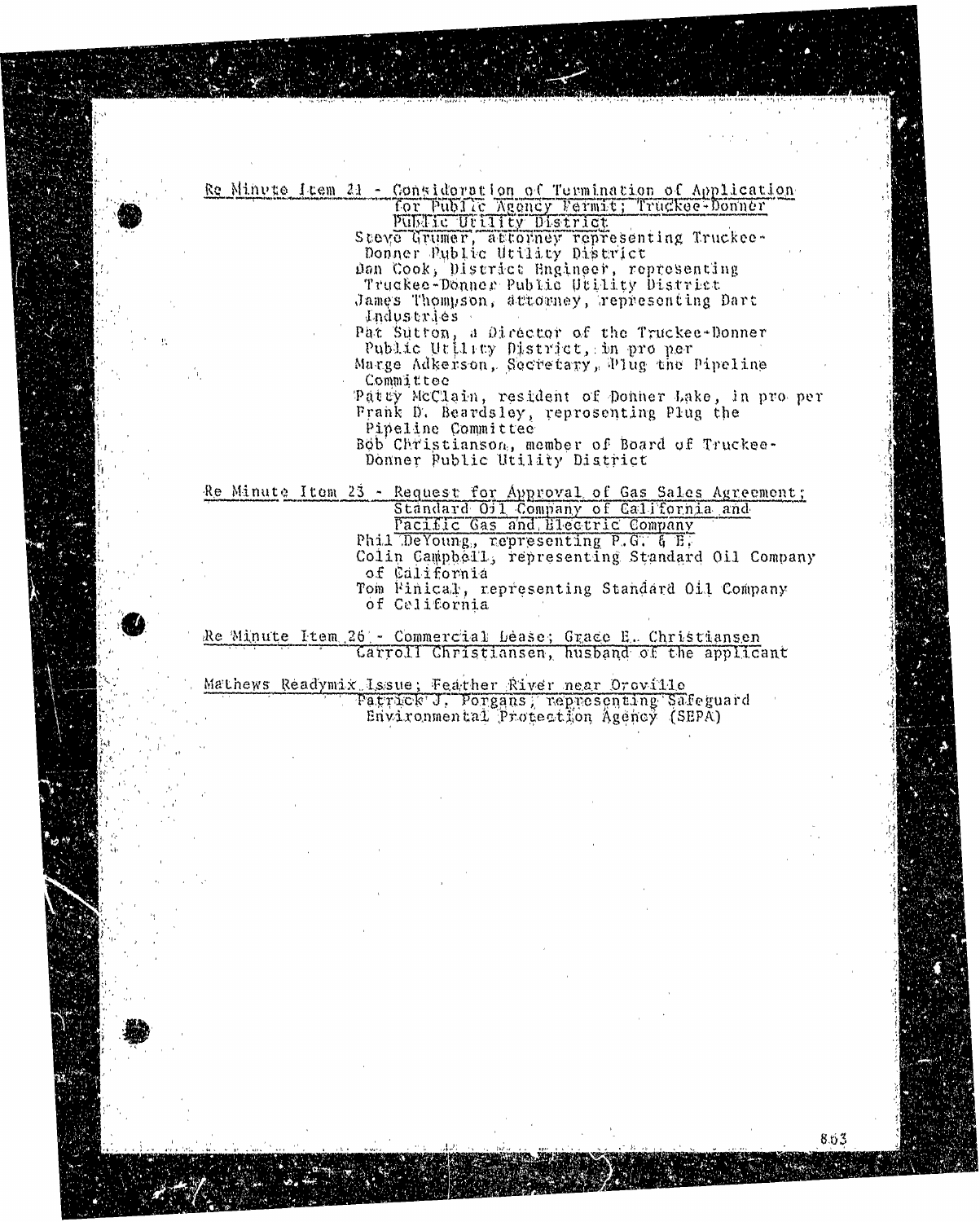Re Minute Item 21 - Consideration of Termination of Application for Public Agency Permit; Truckee-Donner Public Utility District

Steve Grumer, attorney representing Truckee-Donner Public Utility District
Dan Cook, District Engineer, representing Truckee-Donner Public Utility District
James Thompson, attorney, representing Dart Industries
Pat Sutton, a Director of the Truckee-Donner Public Utility District, in pro per
Marge Adkerson, Secretary, Plug the Pipeline Committee
Patty McClain, resident of Donner Lake, in pro per
Frank D. Beardsley, representing Plug the Pipeline Committee
Bob Christianson, member of Board of Truckee-Donner Public Utility District

Re Minute Item 23 - Request for Approval of Gas Sales Agreement; Standard Oil Company of California and Pacific Gas and Electric Company

Phil DeYoung, representing P.G. & E.
Colin Campbell, representing Standard Oil Company of California
Tom Finical, representing Standard Oil Company of California

Re Minute Item 26 - Commercial Lease; Grace E. Christiansen

Carroll Christiansen, husband of the applicant

Mathews Readymix Issue; Feather River near Oroville

Patrick J. Porgans, representing Safeguard Environmental Protection Agency (SEPA)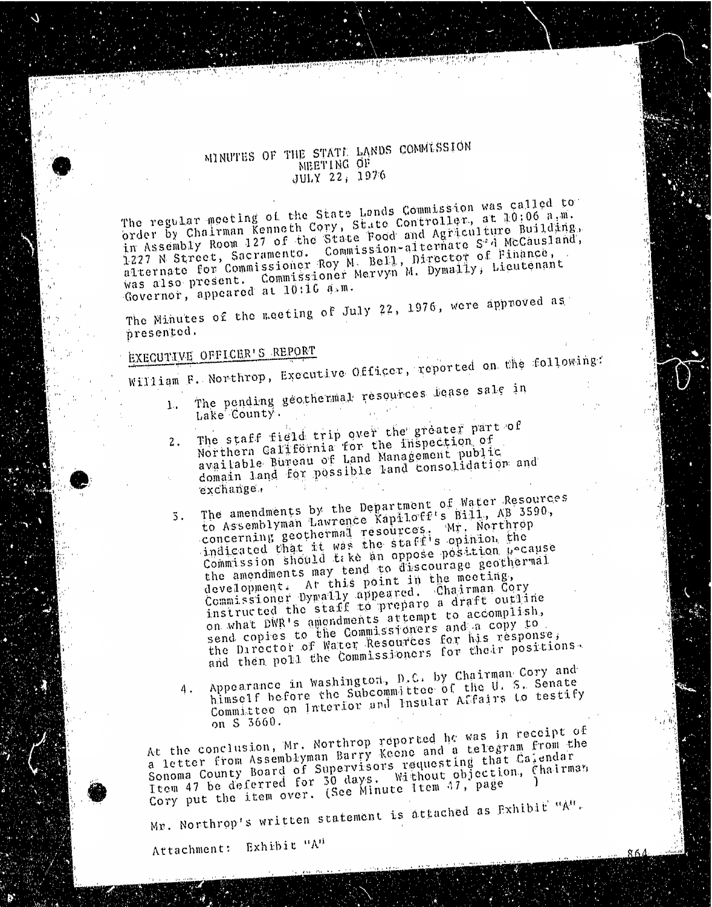# MINUTES OF THE STATE LANDS COMMISSION
## MEETING OF
## JULY 22, 1976

The regular meeting of the State Lands Commission was called to order by Chairman Kenneth Cory, State Controller, at 10:06 a.m. in Assembly Room 127 of the State Food and Agriculture Building, 1227 N Street, Sacramento. Commission-alternate Sid McCausland, alternate for Commissioner Roy M. Bell, Director of Finance, was also present. Commissioner Mervyn M. Dymally, Lieutenant Governor, appeared at 10:10 a.m.

The Minutes of the meeting of July 22, 1976, were approved as presented.

## EXECUTIVE OFFICER'S REPORT

William F. Northrop, Executive Officer, reported on the following:

1. The pending geothermal resources lease sale in Lake County.

2. The staff field trip over the greater part of Northern California for the inspection of available Bureau of Land Management public domain land for possible land consolidation and exchange.

3. The amendments by the Department of Water Resources to Assemblyman Lawrence Kapiloff's Bill, AB 3590, concerning geothermal resources. Mr. Northrop indicated that it was the staff's opinion the Commission should take an oppose position because the amendments may tend to discourage geothermal development. At this point in the meeting, Commissioner Dymally appeared. Chairman Cory instructed the staff to prepare a draft outline on what DWR's amendments attempt to accomplish, send copies to the Commissioners and a copy to the Director of Water Resources for his response, and then poll the Commissioners for their positions.

4. Appearance in Washington, D.C. by Chairman Cory and himself before the Subcommittee of the U. S. Senate Committee on Interior and Insular Affairs to testify on S 3660.

At the conclusion, Mr. Northrop reported he was in receipt of a letter from Assemblyman Barry Keene and a telegram from the Sonoma County Board of Supervisors requesting that Calendar Item 47 be deferred for 30 days. Without objection, Chairman Cory put the item over. (See Minute Item 47, page )

Mr. Northrop's written statement is attached as Exhibit "A".

Attachment: Exhibit "A"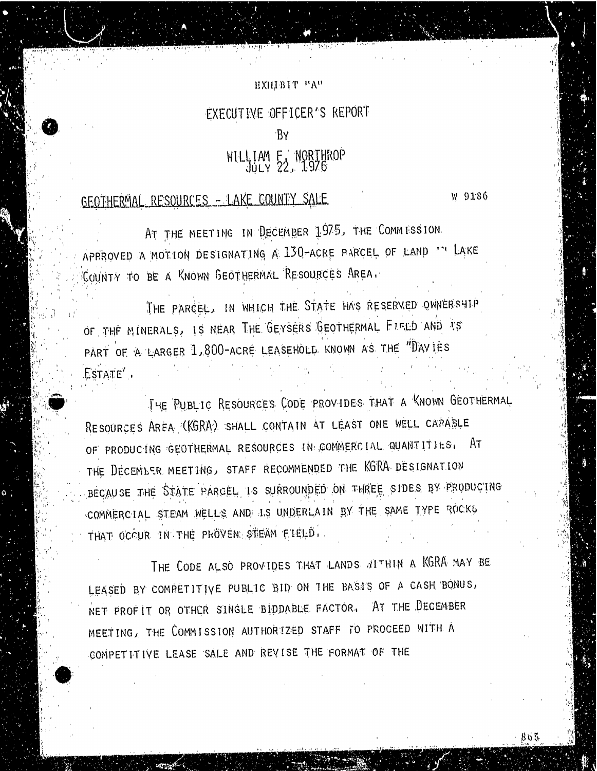EXHIBIT "A"

# EXECUTIVE OFFICER'S REPORT

BY

WILLIAM F. NORTHROP
JULY 22, 1976

## GEOTHERMAL RESOURCES - LAKE COUNTY SALE

W 9186

AT THE MEETING IN DECEMBER 1975, THE COMMISSION APPROVED A MOTION DESIGNATING A 130-ACRE PARCEL OF LAND IN LAKE COUNTY TO BE A KNOWN GEOTHERMAL RESOURCES AREA.

THE PARCEL, IN WHICH THE STATE HAS RESERVED OWNERSHIP OF THE MINERALS, IS NEAR THE GEYSERS GEOTHERMAL FIELD AND IS PART OF A LARGER 1,800-ACRE LEASEHOLD KNOWN AS THE "DAVIES ESTATE".

THE PUBLIC RESOURCES CODE PROVIDES THAT A KNOWN GEOTHERMAL RESOURCES AREA (KGRA) SHALL CONTAIN AT LEAST ONE WELL CAPABLE OF PRODUCING GEOTHERMAL RESOURCES IN COMMERCIAL QUANTITIES. AT THE DECEMBER MEETING, STAFF RECOMMENDED THE KGRA DESIGNATION BECAUSE THE STATE PARCEL IS SURROUNDED ON THREE SIDES BY PRODUCING COMMERCIAL STEAM WELLS AND IS UNDERLAIN BY THE SAME TYPE ROCKS THAT OCCUR IN THE PROVEN STEAM FIELD.

THE CODE ALSO PROVIDES THAT LANDS WITHIN A KGRA MAY BE LEASED BY COMPETITIVE PUBLIC BID ON THE BASIS OF A CASH BONUS, NET PROFIT OR OTHER SINGLE BIDDABLE FACTOR. AT THE DECEMBER MEETING, THE COMMISSION AUTHORIZED STAFF TO PROCEED WITH A COMPETITIVE LEASE SALE AND REVISE THE FORMAT OF THE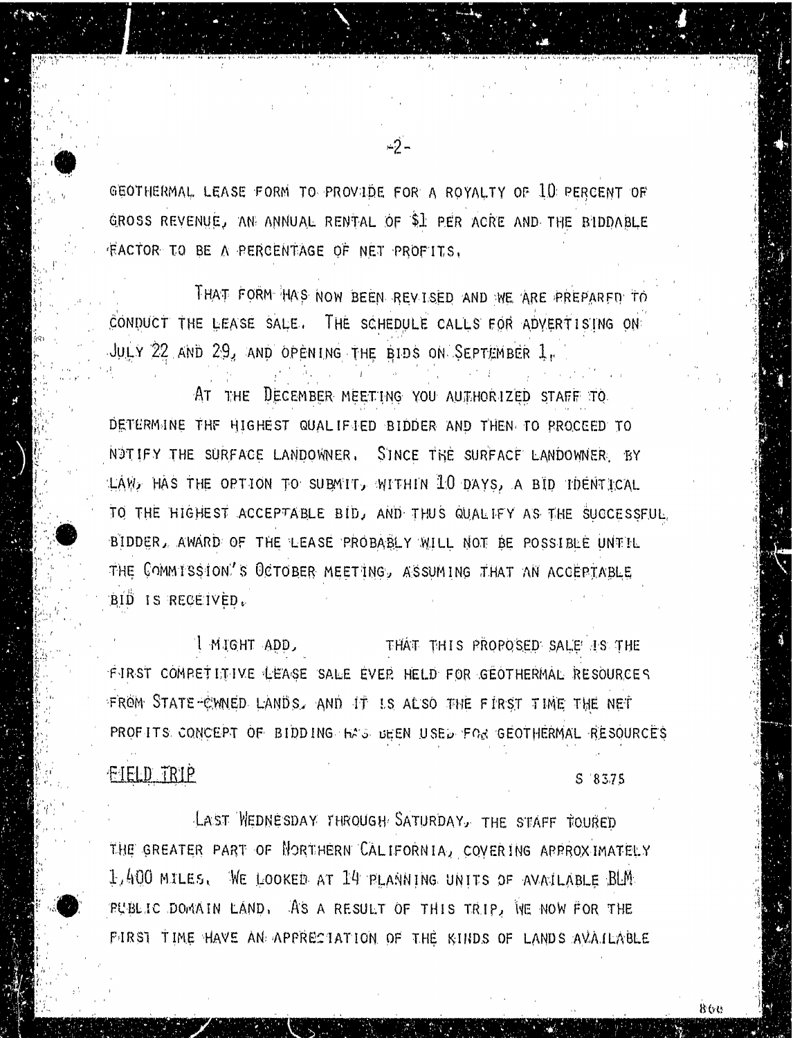GEOTHERMAL LEASE FORM TO PROVIDE FOR A ROYALTY OF 10 PERCENT OF GROSS REVENUE, AN ANNUAL RENTAL OF $1 PER ACRE AND THE BIDDABLE FACTOR TO BE A PERCENTAGE OF NET PROFITS.

THAT FORM HAS NOW BEEN REVISED AND WE ARE PREPARED TO CONDUCT THE LEASE SALE. THE SCHEDULE CALLS FOR ADVERTISING ON JULY 22 AND 29, AND OPENING THE BIDS ON SEPTEMBER 1.

AT THE DECEMBER MEETING YOU AUTHORIZED STAFF TO DETERMINE THE HIGHEST QUALIFIED BIDDER AND THEN TO PROCEED TO NOTIFY THE SURFACE LANDOWNER. SINCE THE SURFACE LANDOWNER, BY LAW, HAS THE OPTION TO SUBMIT, WITHIN 10 DAYS, A BID IDENTICAL TO THE HIGHEST ACCEPTABLE BID, AND THUS QUALIFY AS THE SUCCESSFUL BIDDER, AWARD OF THE LEASE PROBABLY WILL NOT BE POSSIBLE UNTIL THE COMMISSION'S OCTOBER MEETING, ASSUMING THAT AN ACCEPTABLE BID IS RECEIVED.

I MIGHT ADD, THAT THIS PROPOSED SALE IS THE FIRST COMPETITIVE LEASE SALE EVER HELD FOR GEOTHERMAL RESOURCES FROM STATE-OWNED LANDS, AND IT IS ALSO THE FIRST TIME THE NET PROFITS CONCEPT OF BIDDING HAS BEEN USED FOR GEOTHERMAL RESOURCES

FIELD TRIP S 8375

LAST WEDNESDAY THROUGH SATURDAY, THE STAFF TOURED THE GREATER PART OF NORTHERN CALIFORNIA, COVERING APPROXIMATELY 1,400 MILES. WE LOOKED AT 14 PLANNING UNITS OF AVAILABLE BLM PUBLIC DOMAIN LAND. AS A RESULT OF THIS TRIP, WE NOW FOR THE FIRST TIME HAVE AN APPRECIATION OF THE KINDS OF LANDS AVAILABLE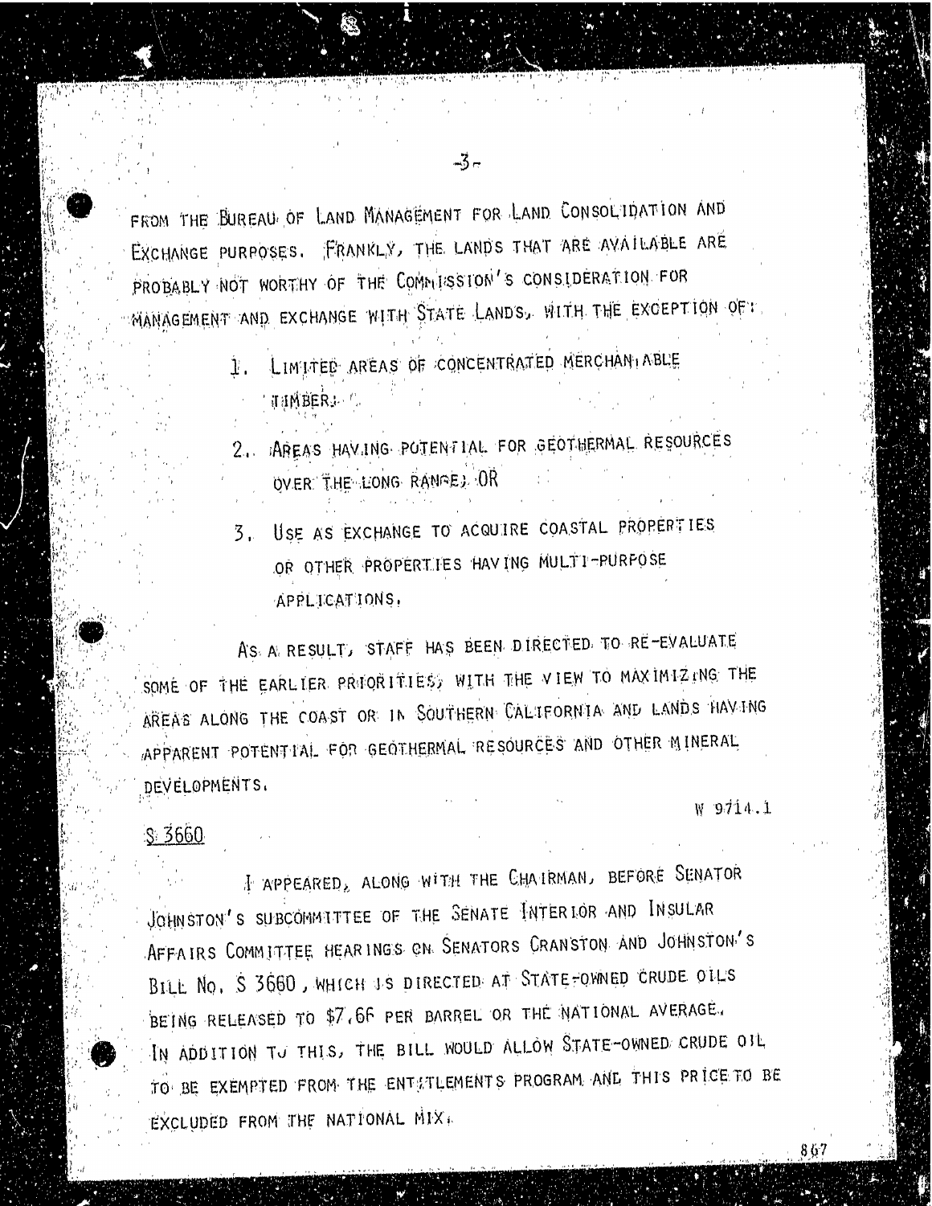FROM THE BUREAU OF LAND MANAGEMENT FOR LAND CONSOLIDATION AND EXCHANGE PURPOSES. FRANKLY, THE LANDS THAT ARE AVAILABLE ARE PROBABLY NOT WORTHY OF THE COMMISSION'S CONSIDERATION FOR MANAGEMENT AND EXCHANGE WITH STATE LANDS, WITH THE EXCEPTION OF:

1. LIMITED AREAS OF CONCENTRATED MERCHANTABLE TIMBER;
2. AREAS HAVING POTENTIAL FOR GEOTHERMAL RESOURCES OVER THE LONG RANGE; OR
3. USE AS EXCHANGE TO ACQUIRE COASTAL PROPERTIES OR OTHER PROPERTIES HAVING MULTI-PURPOSE APPLICATIONS.

AS A RESULT, STAFF HAS BEEN DIRECTED TO RE-EVALUATE SOME OF THE EARLIER PRIORITIES, WITH THE VIEW TO MAXIMIZING THE AREAS ALONG THE COAST OR IN SOUTHERN CALIFORNIA AND LANDS HAVING APPARENT POTENTIAL FOR GEOTHERMAL RESOURCES AND OTHER MINERAL DEVELOPMENTS.

W 9714.1

S 3660

I APPEARED, ALONG WITH THE CHAIRMAN, BEFORE SENATOR JOHNSTON'S SUBCOMMITTEE OF THE SENATE INTERIOR AND INSULAR AFFAIRS COMMITTEE HEARINGS ON SENATORS CRANSTON AND JOHNSTON'S BILL NO. S 3660, WHICH IS DIRECTED AT STATE-OWNED CRUDE OILS BEING RELEASED TO $7.66 PER BARREL OR THE NATIONAL AVERAGE. IN ADDITION TO THIS, THE BILL WOULD ALLOW STATE-OWNED CRUDE OIL TO BE EXEMPTED FROM THE ENTITLEMENTS PROGRAM AND THIS PRICE TO BE EXCLUDED FROM THE NATIONAL MIX.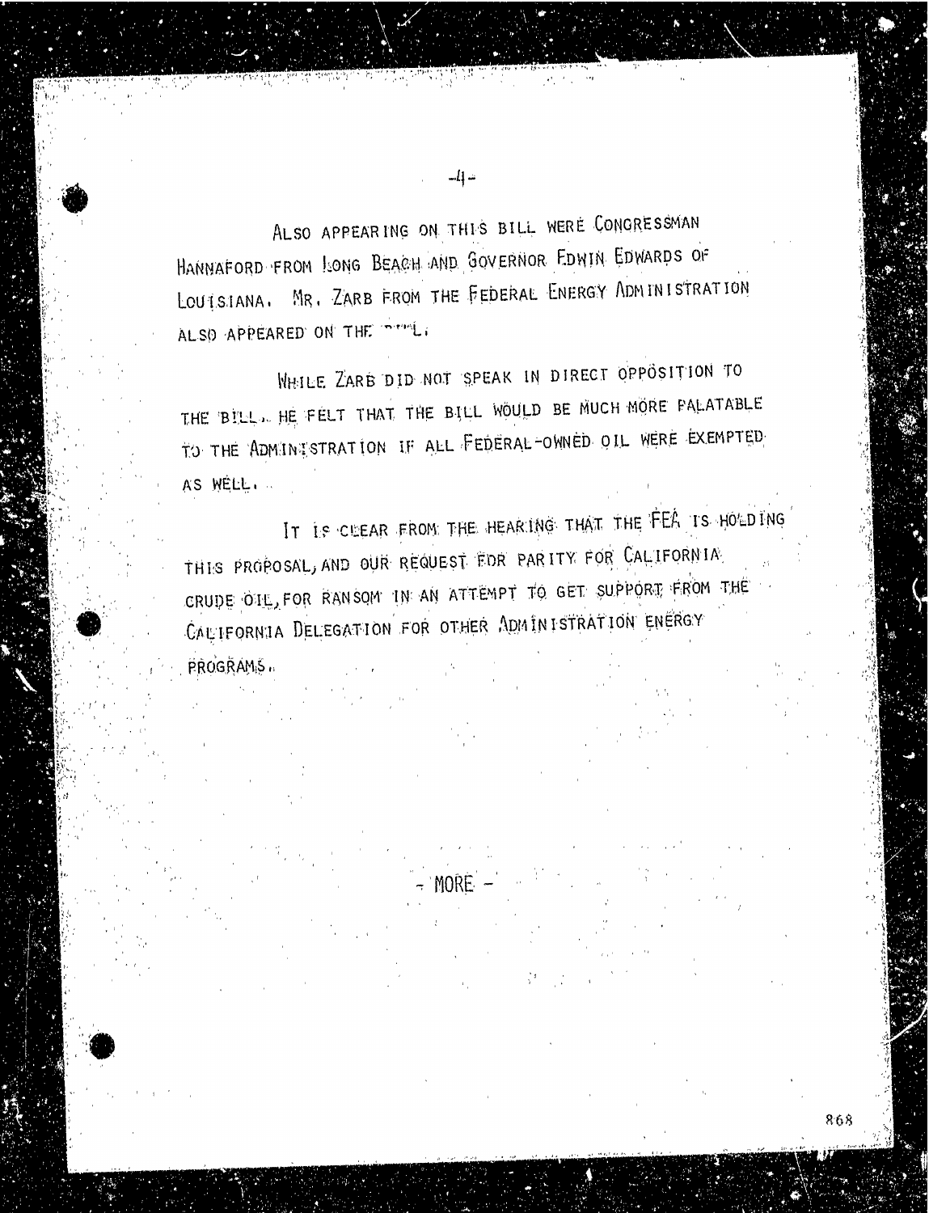ALSO APPEARING ON THIS BILL WERE CONGRESSMAN HANNAFORD FROM LONG BEACH AND GOVERNOR EDWIN EDWARDS OF LOUISIANA. MR. ZARB FROM THE FEDERAL ENERGY ADMINISTRATION ALSO APPEARED ON THE BILL.

WHILE ZARB DID NOT SPEAK IN DIRECT OPPOSITION TO THE BILL, HE FELT THAT THE BILL WOULD BE MUCH MORE PALATABLE TO THE ADMINISTRATION IF ALL FEDERAL-OWNED OIL WERE EXEMPTED AS WELL.

IT IS CLEAR FROM THE HEARING THAT THE FEA IS HOLDING THIS PROPOSAL, AND OUR REQUEST FOR PARITY FOR CALIFORNIA CRUDE OIL, FOR RANSOM IN AN ATTEMPT TO GET SUPPORT FROM THE CALIFORNIA DELEGATION FOR OTHER ADMINISTRATION ENERGY PROGRAMS.

- MORE -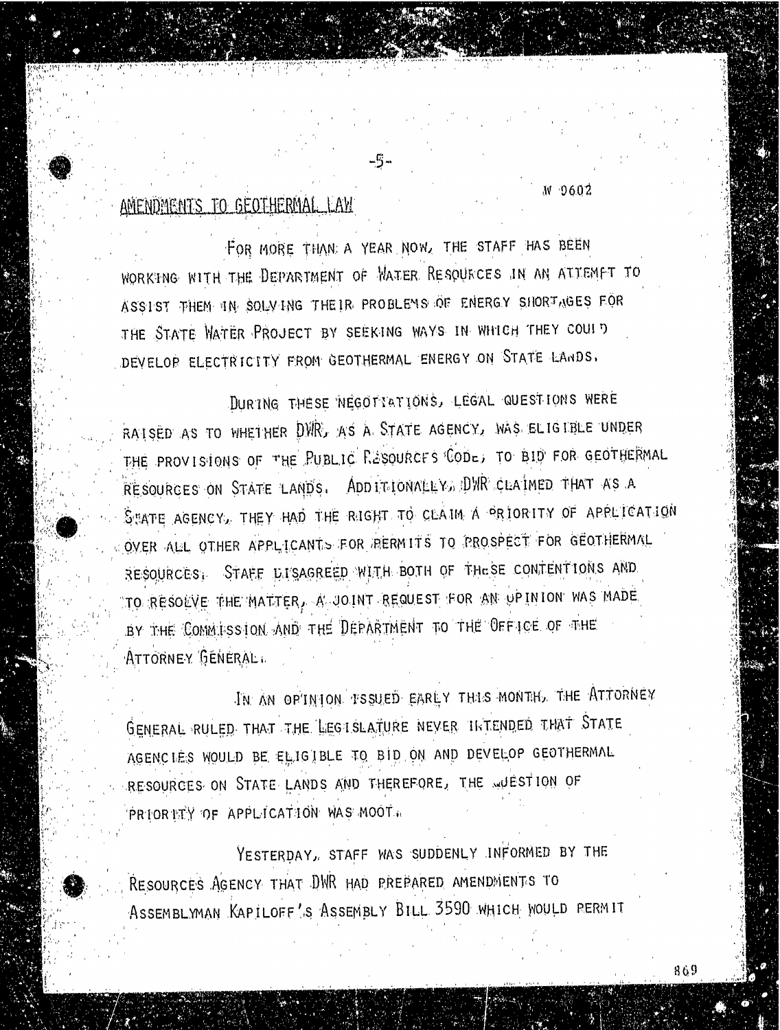## AMENDMENTS TO GEOTHERMAL LAW

W 0602

FOR MORE THAN A YEAR NOW, THE STAFF HAS BEEN WORKING WITH THE DEPARTMENT OF WATER RESOURCES IN AN ATTEMPT TO ASSIST THEM IN SOLVING THEIR PROBLEMS OF ENERGY SHORTAGES FOR THE STATE WATER PROJECT BY SEEKING WAYS IN WHICH THEY COULD DEVELOP ELECTRICITY FROM GEOTHERMAL ENERGY ON STATE LANDS.

DURING THESE NEGOTIATIONS, LEGAL QUESTIONS WERE RAISED AS TO WHETHER DWR, AS A STATE AGENCY, WAS ELIGIBLE UNDER THE PROVISIONS OF THE PUBLIC RESOURCES CODE, TO BID FOR GEOTHERMAL RESOURCES ON STATE LANDS. ADDITIONALLY, DWR CLAIMED THAT AS A STATE AGENCY, THEY HAD THE RIGHT TO CLAIM A PRIORITY OF APPLICATION OVER ALL OTHER APPLICANTS FOR PERMITS TO PROSPECT FOR GEOTHERMAL RESOURCES. STAFF DISAGREED WITH BOTH OF THESE CONTENTIONS AND TO RESOLVE THE MATTER, A JOINT REQUEST FOR AN OPINION WAS MADE BY THE COMMISSION AND THE DEPARTMENT TO THE OFFICE OF THE ATTORNEY GENERAL.

IN AN OPINION ISSUED EARLY THIS MONTH, THE ATTORNEY GENERAL RULED THAT THE LEGISLATURE NEVER INTENDED THAT STATE AGENCIES WOULD BE ELIGIBLE TO BID ON AND DEVELOP GEOTHERMAL RESOURCES ON STATE LANDS AND THEREFORE, THE QUESTION OF PRIORITY OF APPLICATION WAS MOOT.

YESTERDAY, STAFF WAS SUDDENLY INFORMED BY THE RESOURCES AGENCY THAT DWR HAD PREPARED AMENDMENTS TO ASSEMBLYMAN KAPILOFF'S ASSEMBLY BILL 3590 WHICH WOULD PERMIT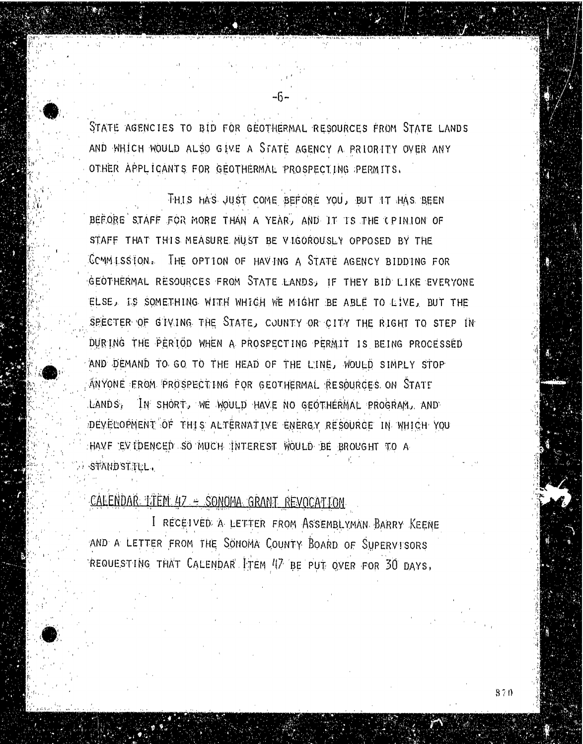STATE AGENCIES TO BID FOR GEOTHERMAL RESOURCES FROM STATE LANDS AND WHICH WOULD ALSO GIVE A STATE AGENCY A PRIORITY OVER ANY OTHER APPLICANTS FOR GEOTHERMAL PROSPECTING PERMITS.

THIS HAS JUST COME BEFORE YOU, BUT IT HAS BEEN BEFORE STAFF FOR MORE THAN A YEAR, AND IT IS THE OPINION OF STAFF THAT THIS MEASURE MUST BE VIGOROUSLY OPPOSED BY THE COMMISSION. THE OPTION OF HAVING A STATE AGENCY BIDDING FOR GEOTHERMAL RESOURCES FROM STATE LANDS, IF THEY BID LIKE EVERYONE ELSE, IS SOMETHING WITH WHICH WE MIGHT BE ABLE TO LIVE, BUT THE SPECTER OF GIVING THE STATE, COUNTY OR CITY THE RIGHT TO STEP IN DURING THE PERIOD WHEN A PROSPECTING PERMIT IS BEING PROCESSED AND DEMAND TO GO TO THE HEAD OF THE LINE, WOULD SIMPLY STOP ANYONE FROM PROSPECTING FOR GEOTHERMAL RESOURCES ON STATE LANDS. IN SHORT, WE WOULD HAVE NO GEOTHERMAL PROGRAM, AND DEVELOPMENT OF THIS ALTERNATIVE ENERGY RESOURCE IN WHICH YOU HAVE EVIDENCED SO MUCH INTEREST WOULD BE BROUGHT TO A STANDSTILL.

CALENDAR ITEM 47 - SONOMA GRANT REVOCATION

I RECEIVED A LETTER FROM ASSEMBLYMAN BARRY KEENE AND A LETTER FROM THE SONOMA COUNTY BOARD OF SUPERVISORS REQUESTING THAT CALENDAR ITEM 47 BE PUT OVER FOR 30 DAYS.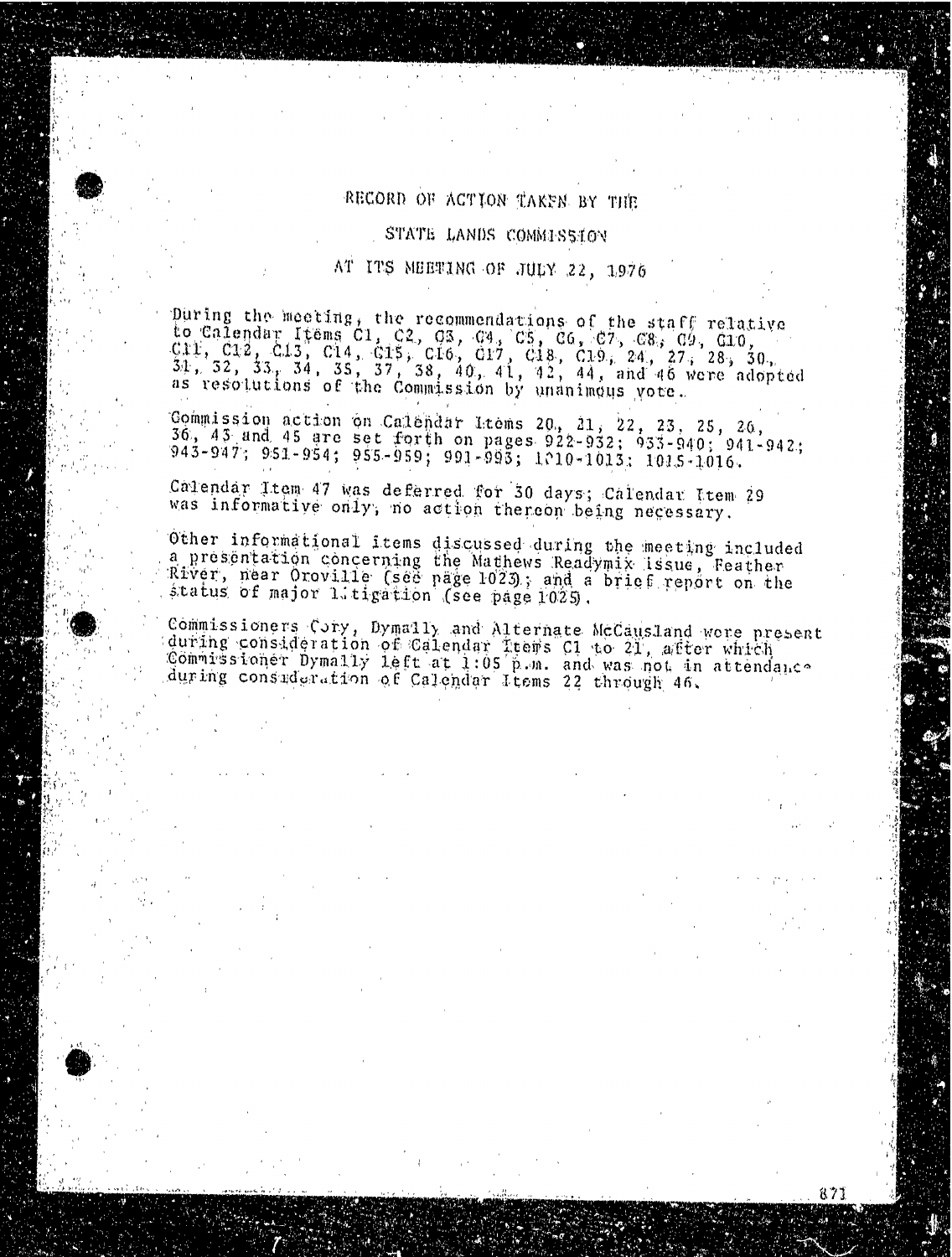# RECORD OF ACTION TAKEN BY THE

# STATE LANDS COMMISSION

# AT ITS MEETING OF JULY 22, 1976

During the meeting, the recommendations of the staff relative to Calendar Items C1, C2, C3, C4, C5, C6, C7, C8, C9, C10, C11, C12, C13, C14, C15, C16, C17, C18, C19, 24, 27, 28, 30, 31, 32, 33, 34, 35, 37, 38, 40, 41, 42, 44, and 46 were adopted as resolutions of the Commission by unanimous vote.

Commission action on Calendar Items 20, 21, 22, 23, 25, 26, 36, 43 and 45 are set forth on pages 922-932; 933-940; 941-942; 943-947; 951-954; 955-959; 991-993; 1010-1013; 1015-1016.

Calendar Item 47 was deferred for 30 days; Calendar Item 29 was informative only, no action thereon being necessary.

Other informational items discussed during the meeting included a presentation concerning the Mathews Readymix issue, Feather River, near Oroville (see page 1023); and a brief report on the status of major litigation (see page 1025).

Commissioners Cory, Dymally and Alternate McCausland were present during consideration of Calendar Items C1 to 21, after which Commissioner Dymally left at 1:05 p.m. and was not in attendance during consideration of Calendar Items 22 through 46.